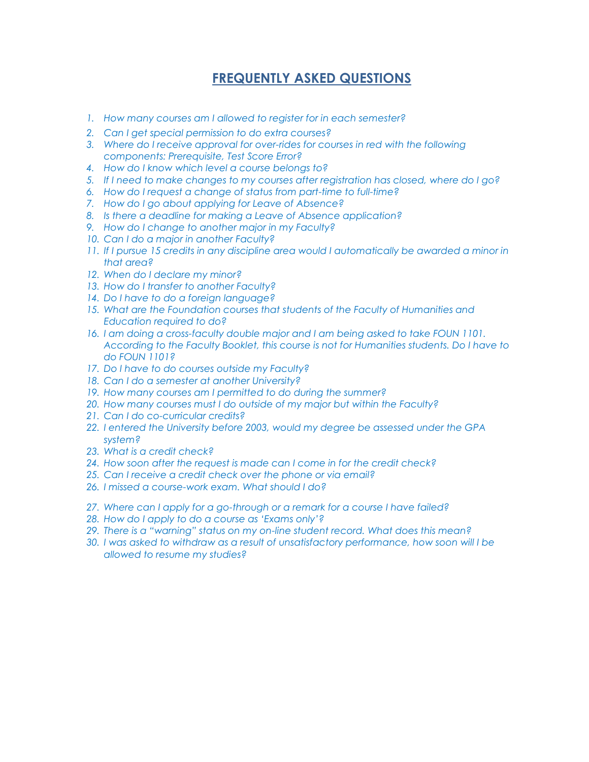# FREQUENTLY ASKED QUESTIONS

1. *How many courses am I allowed to register for in each semester?*
2. *Can I get special permission to do extra courses?*
3. *Where do I receive approval for over-rides for courses in red with the following components: Prerequisite, Test Score Error?*
4. *How do I know which level a course belongs to?*
5. *If I need to make changes to my courses after registration has closed, where do I go?*
6. *How do I request a change of status from part-time to full-time?*
7. *How do I go about applying for Leave of Absence?*
8. *Is there a deadline for making a Leave of Absence application?*
9. *How do I change to another major in my Faculty?*
10. *Can I do a major in another Faculty?*
11. *If I pursue 15 credits in any discipline area would I automatically be awarded a minor in that area?*
12. *When do I declare my minor?*
13. *How do I transfer to another Faculty?*
14. *Do I have to do a foreign language?*
15. *What are the Foundation courses that students of the Faculty of Humanities and Education required to do?*
16. *I am doing a cross-faculty double major and I am being asked to take FOUN 1101. According to the Faculty Booklet, this course is not for Humanities students. Do I have to do FOUN 1101?*
17. *Do I have to do courses outside my Faculty?*
18. *Can I do a semester at another University?*
19. *How many courses am I permitted to do during the summer?*
20. *How many courses must I do outside of my major but within the Faculty?*
21. *Can I do co-curricular credits?*
22. *I entered the University before 2003, would my degree be assessed under the GPA system?*
23. *What is a credit check?*
24. *How soon after the request is made can I come in for the credit check?*
25. *Can I receive a credit check over the phone or via email?*
26. *I missed a course-work exam. What should I do?*
27. *Where can I apply for a go-through or a remark for a course I have failed?*
28. *How do I apply to do a course as 'Exams only'?*
29. *There is a "warning" status on my on-line student record. What does this mean?*
30. *I was asked to withdraw as a result of unsatisfactory performance, how soon will I be allowed to resume my studies?*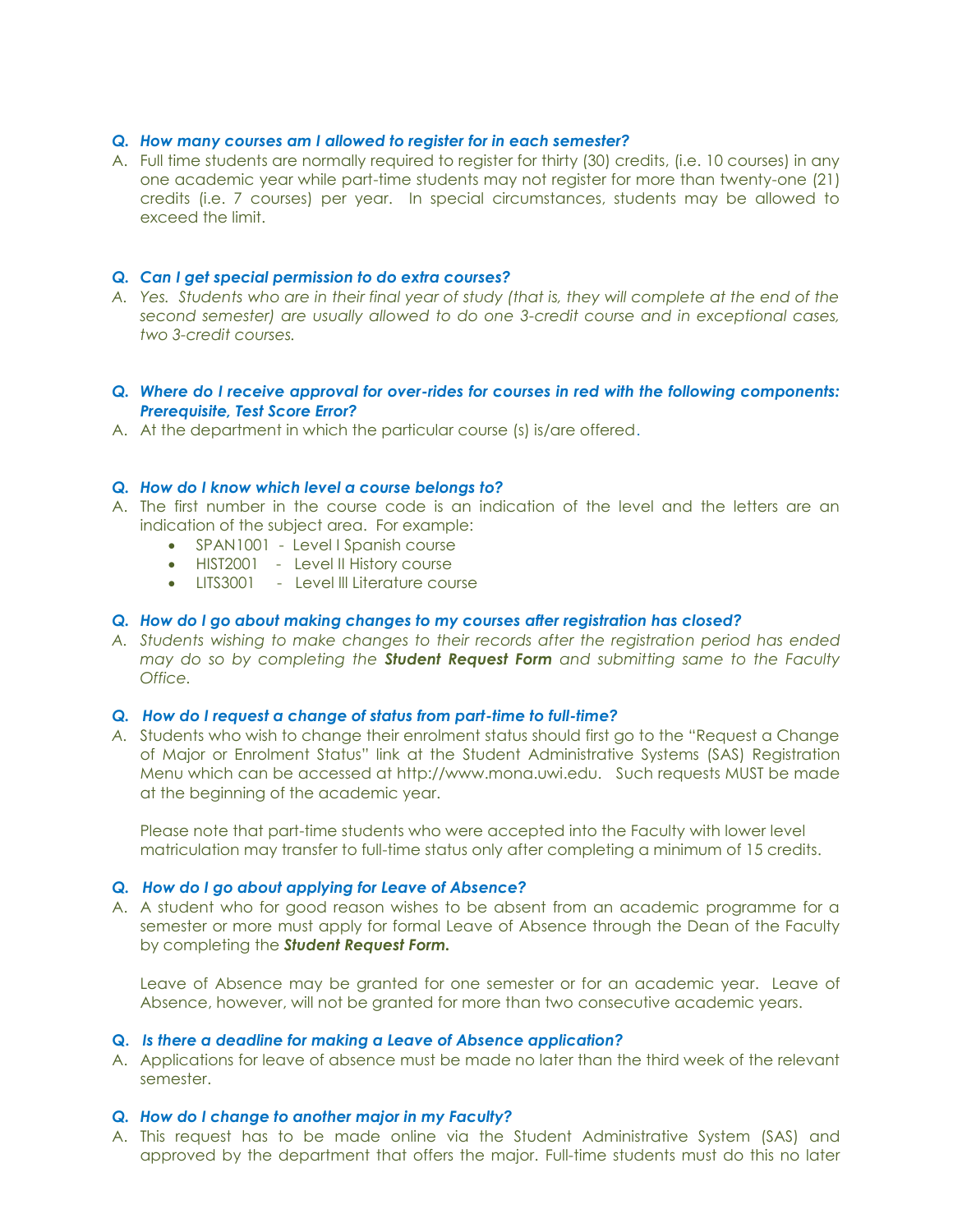***Q. How many courses am I allowed to register for in each semester?***

A. Full time students are normally required to register for thirty (30) credits, (i.e. 10 courses) in any one academic year while part-time students may not register for more than twenty-one (21) credits (i.e. 7 courses) per year. In special circumstances, students may be allowed to exceed the limit.

***Q. Can I get special permission to do extra courses?***

*A. Yes. Students who are in their final year of study (that is, they will complete at the end of the second semester) are usually allowed to do one 3-credit course and in exceptional cases, two 3-credit courses.*

***Q. Where do I receive approval for over-rides for courses in red with the following components: Prerequisite, Test Score Error?***

A. At the department in which the particular course (s) is/are offered.

***Q. How do I know which level a course belongs to?***

A. The first number in the course code is an indication of the level and the letters are an indication of the subject area. For example:

- SPAN1001 - Level I Spanish course
- HIST2001 - Level II History course
- LITS3001 - Level III Literature course

***Q. How do I go about making changes to my courses after registration has closed?***

*A. Students wishing to make changes to their records after the registration period has ended may do so by completing the **Student Request Form** and submitting same to the Faculty Office.*

***Q. How do I request a change of status from part-time to full-time?***

*A.* Students who wish to change their enrolment status should first go to the "Request a Change of Major or Enrolment Status" link at the Student Administrative Systems (SAS) Registration Menu which can be accessed at http://www.mona.uwi.edu. Such requests MUST be made at the beginning of the academic year.

Please note that part-time students who were accepted into the Faculty with lower level matriculation may transfer to full-time status only after completing a minimum of 15 credits.

***Q. How do I go about applying for Leave of Absence?***

A. A student who for good reason wishes to be absent from an academic programme for a semester or more must apply for formal Leave of Absence through the Dean of the Faculty by completing the ***Student Request Form.***

Leave of Absence may be granted for one semester or for an academic year. Leave of Absence, however, will not be granted for more than two consecutive academic years.

***Q. Is there a deadline for making a Leave of Absence application?***

A. Applications for leave of absence must be made no later than the third week of the relevant semester.

***Q. How do I change to another major in my Faculty?***

A. This request has to be made online via the Student Administrative System (SAS) and approved by the department that offers the major. Full-time students must do this no later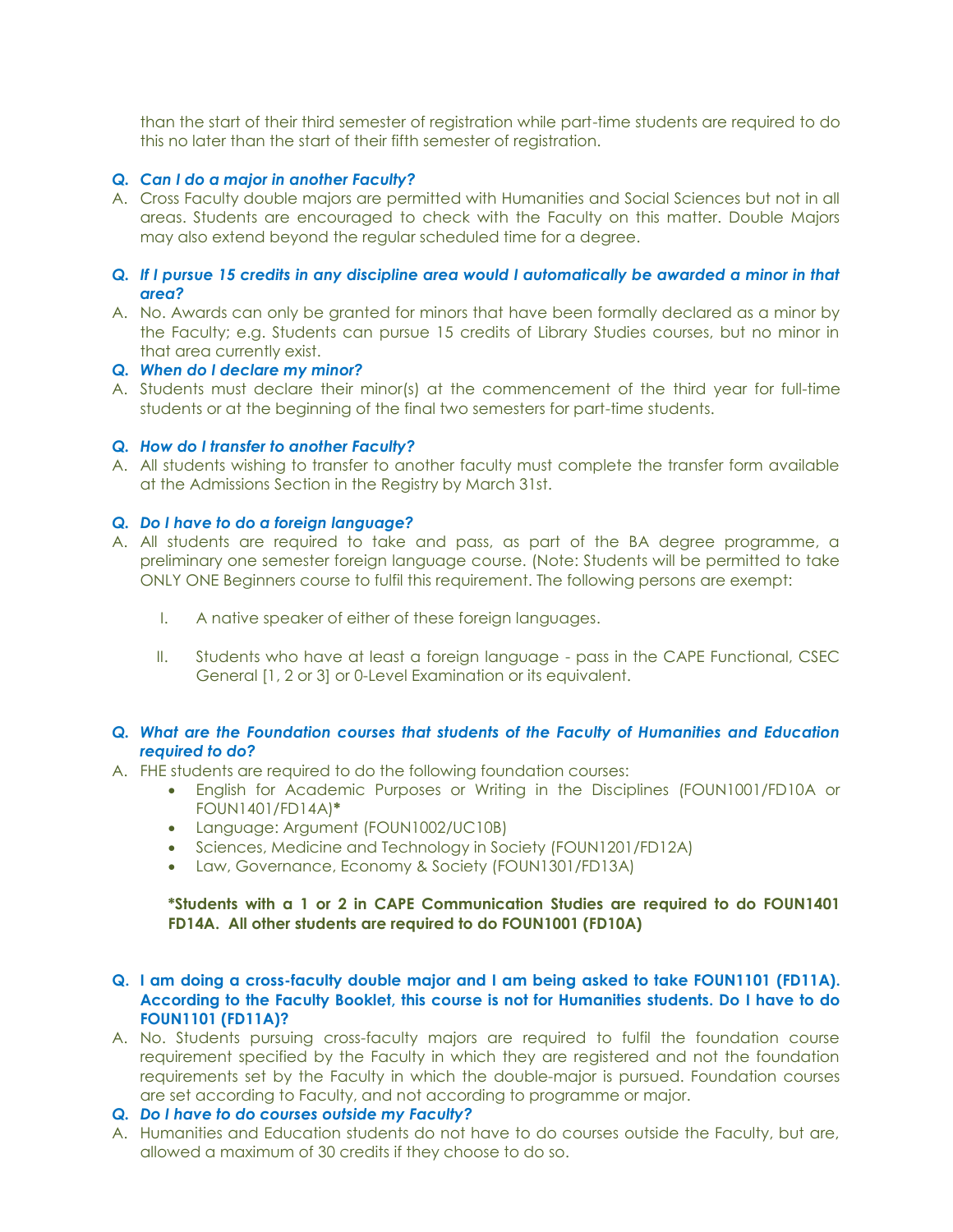than the start of their third semester of registration while part-time students are required to do this no later than the start of their fifth semester of registration.

***Q. Can I do a major in another Faculty?***

A. Cross Faculty double majors are permitted with Humanities and Social Sciences but not in all areas. Students are encouraged to check with the Faculty on this matter. Double Majors may also extend beyond the regular scheduled time for a degree.

***Q. If I pursue 15 credits in any discipline area would I automatically be awarded a minor in that area?***

A. No. Awards can only be granted for minors that have been formally declared as a minor by the Faculty; e.g. Students can pursue 15 credits of Library Studies courses, but no minor in that area currently exist.

***Q. When do I declare my minor?***

A. Students must declare their minor(s) at the commencement of the third year for full-time students or at the beginning of the final two semesters for part-time students.

***Q. How do I transfer to another Faculty?***

A. All students wishing to transfer to another faculty must complete the transfer form available at the Admissions Section in the Registry by March 31st.

***Q. Do I have to do a foreign language?***

A. All students are required to take and pass, as part of the BA degree programme, a preliminary one semester foreign language course. (Note: Students will be permitted to take ONLY ONE Beginners course to fulfil this requirement. The following persons are exempt:

I. A native speaker of either of these foreign languages.

II. Students who have at least a foreign language - pass in the CAPE Functional, CSEC General [1, 2 or 3] or 0-Level Examination or its equivalent.

***Q. What are the Foundation courses that students of the Faculty of Humanities and Education required to do?***

A. FHE students are required to do the following foundation courses:

- English for Academic Purposes or Writing in the Disciplines (FOUN1001/FD10A or FOUN1401/FD14A)**\***
- Language: Argument (FOUN1002/UC10B)
- Sciences, Medicine and Technology in Society (FOUN1201/FD12A)
- Law, Governance, Economy & Society (FOUN1301/FD13A)

**\*Students with a 1 or 2 in CAPE Communication Studies are required to do FOUN1401 FD14A. All other students are required to do FOUN1001 (FD10A)**

**Q. I am doing a cross-faculty double major and I am being asked to take FOUN1101 (FD11A). According to the Faculty Booklet, this course is not for Humanities students. Do I have to do FOUN1101 (FD11A)?**

A. No. Students pursuing cross-faculty majors are required to fulfil the foundation course requirement specified by the Faculty in which they are registered and not the foundation requirements set by the Faculty in which the double-major is pursued. Foundation courses are set according to Faculty, and not according to programme or major.

***Q. Do I have to do courses outside my Faculty?***

A. Humanities and Education students do not have to do courses outside the Faculty, but are, allowed a maximum of 30 credits if they choose to do so.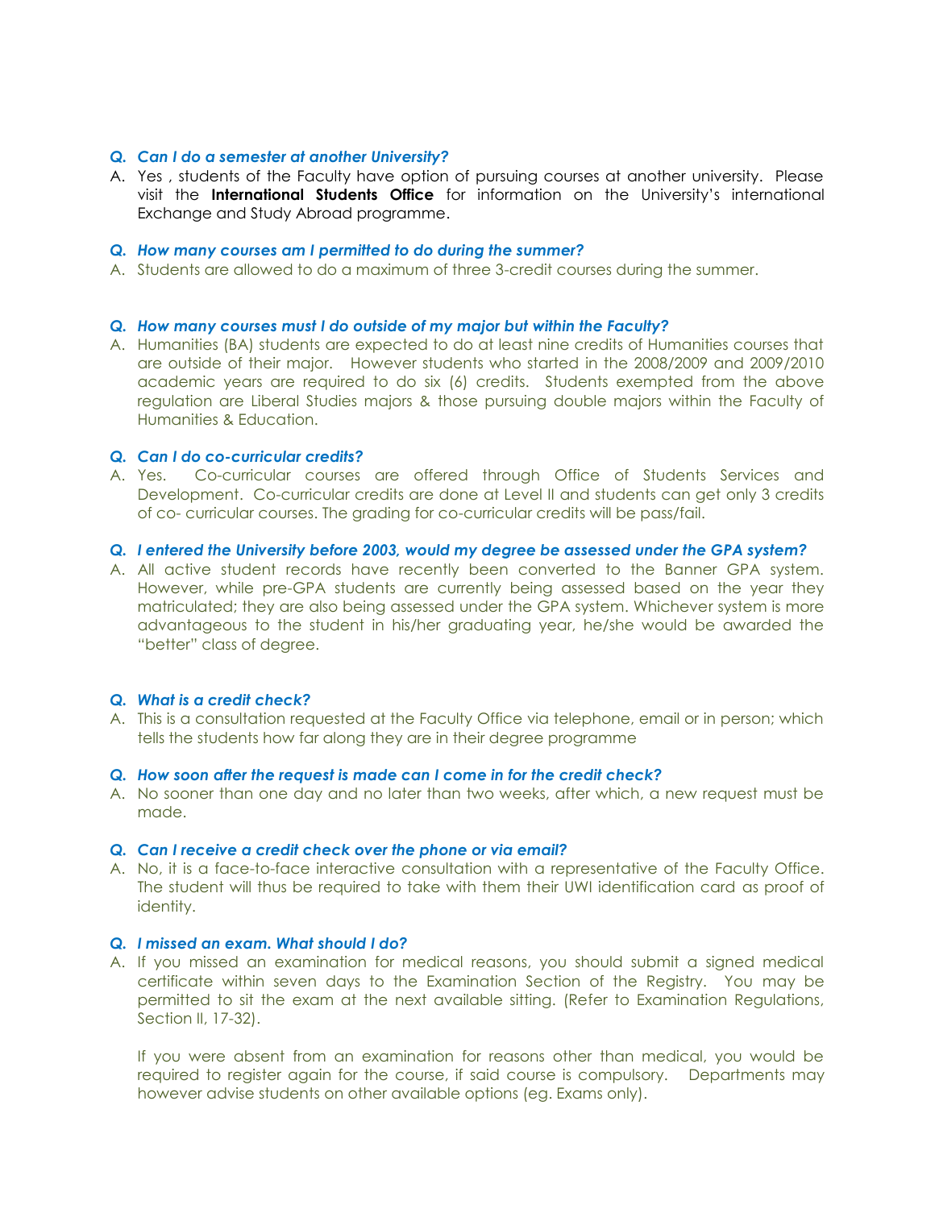***Q. Can I do a semester at another University?***

A. Yes , students of the Faculty have option of pursuing courses at another university. Please visit the **International Students Office** for information on the University's international Exchange and Study Abroad programme.

***Q. How many courses am I permitted to do during the summer?***

A. Students are allowed to do a maximum of three 3-credit courses during the summer.

***Q. How many courses must I do outside of my major but within the Faculty?***

A. Humanities (BA) students are expected to do at least nine credits of Humanities courses that are outside of their major. However students who started in the 2008/2009 and 2009/2010 academic years are required to do six (6) credits. Students exempted from the above regulation are Liberal Studies majors & those pursuing double majors within the Faculty of Humanities & Education.

***Q. Can I do co-curricular credits?***

A. Yes. Co-curricular courses are offered through Office of Students Services and Development. Co-curricular credits are done at Level II and students can get only 3 credits of co- curricular courses. The grading for co-curricular credits will be pass/fail.

***Q. I entered the University before 2003, would my degree be assessed under the GPA system?***

A. All active student records have recently been converted to the Banner GPA system. However, while pre-GPA students are currently being assessed based on the year they matriculated; they are also being assessed under the GPA system. Whichever system is more advantageous to the student in his/her graduating year, he/she would be awarded the "better" class of degree.

***Q. What is a credit check?***

A. This is a consultation requested at the Faculty Office via telephone, email or in person; which tells the students how far along they are in their degree programme

***Q. How soon after the request is made can I come in for the credit check?***

A. No sooner than one day and no later than two weeks, after which, a new request must be made.

***Q. Can I receive a credit check over the phone or via email?***

A. No, it is a face-to-face interactive consultation with a representative of the Faculty Office. The student will thus be required to take with them their UWI identification card as proof of identity.

***Q. I missed an exam. What should I do?***

A. If you missed an examination for medical reasons, you should submit a signed medical certificate within seven days to the Examination Section of the Registry. You may be permitted to sit the exam at the next available sitting. (Refer to Examination Regulations, Section II, 17-32).

If you were absent from an examination for reasons other than medical, you would be required to register again for the course, if said course is compulsory. Departments may however advise students on other available options (eg. Exams only).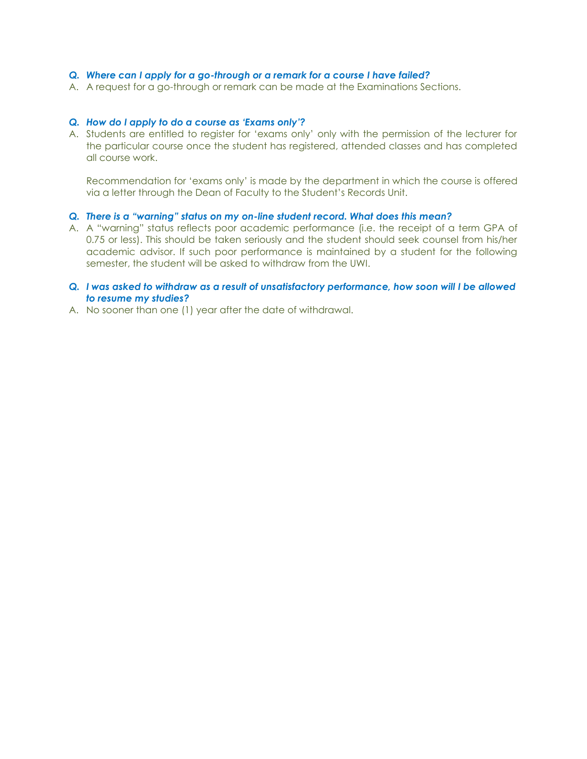***Q. Where can I apply for a go-through or a remark for a course I have failed?***

A. A request for a go-through or remark can be made at the Examinations Sections.

***Q. How do I apply to do a course as 'Exams only'?***

A. Students are entitled to register for 'exams only' only with the permission of the lecturer for the particular course once the student has registered, attended classes and has completed all course work.

Recommendation for 'exams only' is made by the department in which the course is offered via a letter through the Dean of Faculty to the Student's Records Unit.

***Q. There is a "warning" status on my on-line student record. What does this mean?***

A. A "warning" status reflects poor academic performance (i.e. the receipt of a term GPA of 0.75 or less). This should be taken seriously and the student should seek counsel from his/her academic advisor. If such poor performance is maintained by a student for the following semester, the student will be asked to withdraw from the UWI.

***Q. I was asked to withdraw as a result of unsatisfactory performance, how soon will I be allowed to resume my studies?***

A. No sooner than one (1) year after the date of withdrawal.